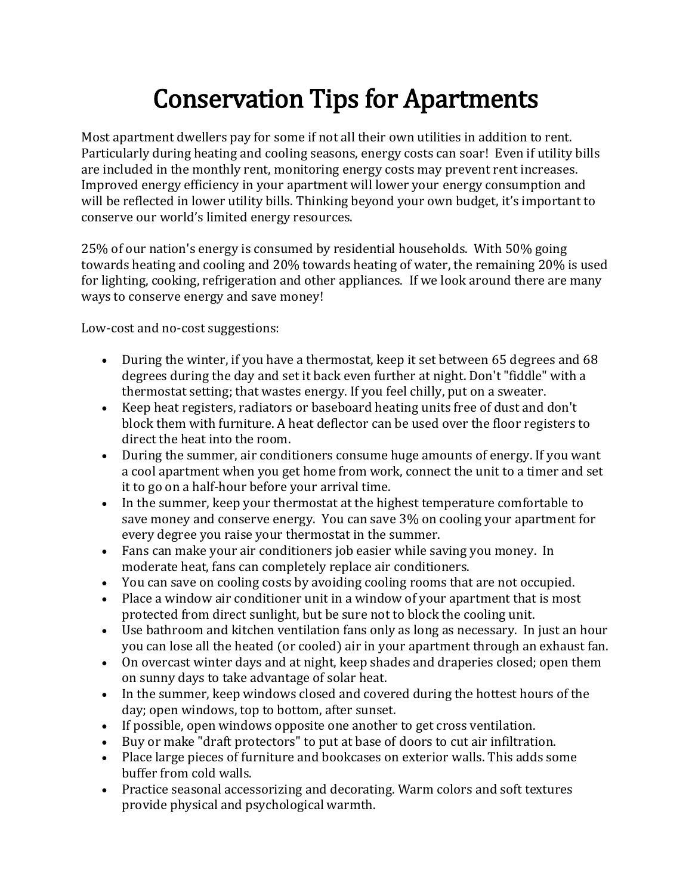# Conservation Tips for Apartments

Most apartment dwellers pay for some if not all their own utilities in addition to rent. Particularly during heating and cooling seasons, energy costs can soar! Even if utility bills are included in the monthly rent, monitoring energy costs may prevent rent increases. Improved energy efficiency in your apartment will lower your energy consumption and will be reflected in lower utility bills. Thinking beyond your own budget, it's important to conserve our world's limited energy resources.

25% of our nation's energy is consumed by residential households. With 50% going towards heating and cooling and 20% towards heating of water, the remaining 20% is used for lighting, cooking, refrigeration and other appliances. If we look around there are many ways to conserve energy and save money!

Low-cost and no-cost suggestions:

- During the winter, if you have a thermostat, keep it set between 65 degrees and 68 degrees during the day and set it back even further at night. Don't "fiddle" with a thermostat setting; that wastes energy. If you feel chilly, put on a sweater.
- Keep heat registers, radiators or baseboard heating units free of dust and don't block them with furniture. A heat deflector can be used over the floor registers to direct the heat into the room.
- During the summer, air conditioners consume huge amounts of energy. If you want a cool apartment when you get home from work, connect the unit to a timer and set it to go on a half-hour before your arrival time.
- In the summer, keep your thermostat at the highest temperature comfortable to save money and conserve energy. You can save 3% on cooling your apartment for every degree you raise your thermostat in the summer.
- Fans can make your air conditioners job easier while saving you money. In moderate heat, fans can completely replace air conditioners.
- You can save on cooling costs by avoiding cooling rooms that are not occupied.
- Place a window air conditioner unit in a window of your apartment that is most protected from direct sunlight, but be sure not to block the cooling unit.
- Use bathroom and kitchen ventilation fans only as long as necessary. In just an hour you can lose all the heated (or cooled) air in your apartment through an exhaust fan.
- On overcast winter days and at night, keep shades and draperies closed; open them on sunny days to take advantage of solar heat.
- In the summer, keep windows closed and covered during the hottest hours of the day; open windows, top to bottom, after sunset.
- If possible, open windows opposite one another to get cross ventilation.
- Buy or make "draft protectors" to put at base of doors to cut air infiltration.
- Place large pieces of furniture and bookcases on exterior walls. This adds some buffer from cold walls.
- Practice seasonal accessorizing and decorating. Warm colors and soft textures provide physical and psychological warmth.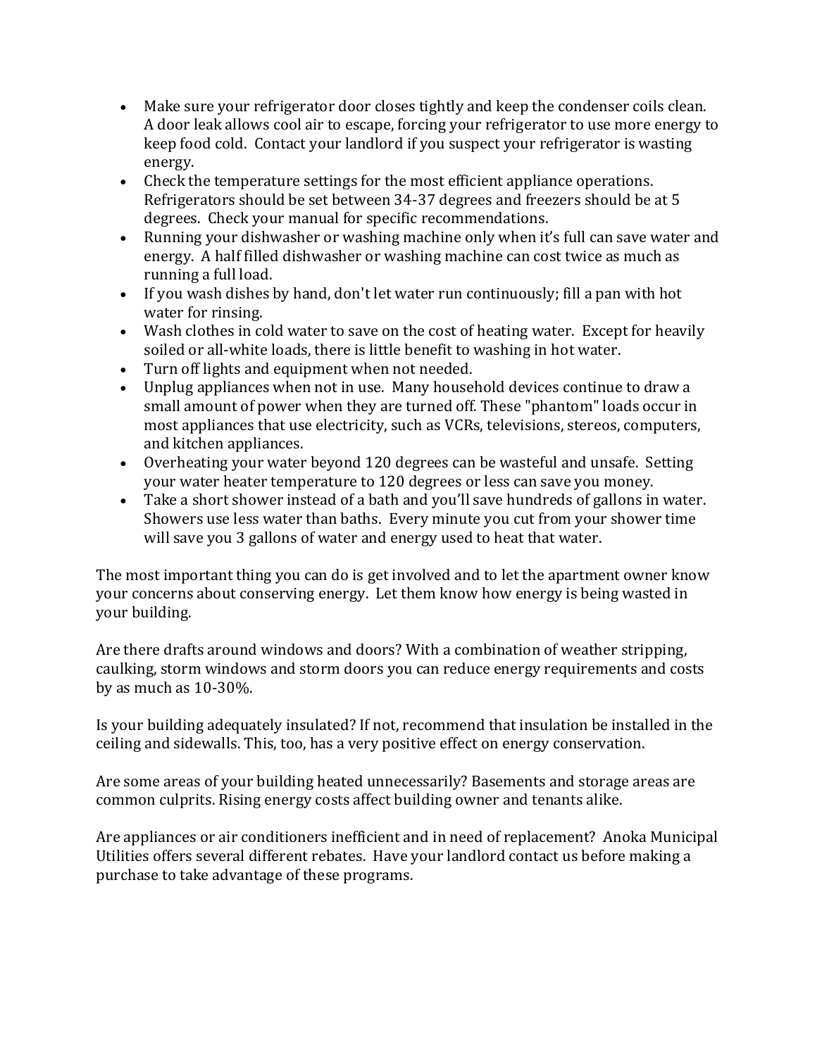- Make sure your refrigerator door closes tightly and keep the condenser coils clean. A door leak allows cool air to escape, forcing your refrigerator to use more energy to keep food cold. Contact your landlord if you suspect your refrigerator is wasting energy.
- Check the temperature settings for the most efficient appliance operations. Refrigerators should be set between 34-37 degrees and freezers should be at 5 degrees. Check your manual for specific recommendations.
- Running your dishwasher or washing machine only when it's full can save water and energy. A half filled dishwasher or washing machine can cost twice as much as running a full load.
- If you wash dishes by hand, don't let water run continuously; fill a pan with hot water for rinsing.
- Wash clothes in cold water to save on the cost of heating water. Except for heavily soiled or all-white loads, there is little benefit to washing in hot water.
- Turn off lights and equipment when not needed.
- Unplug appliances when not in use. Many household devices continue to draw a small amount of power when they are turned off. These "phantom" loads occur in most appliances that use electricity, such as VCRs, televisions, stereos, computers, and kitchen appliances.
- Overheating your water beyond 120 degrees can be wasteful and unsafe. Setting your water heater temperature to 120 degrees or less can save you money.
- Take a short shower instead of a bath and you'll save hundreds of gallons in water. Showers use less water than baths. Every minute you cut from your shower time will save you 3 gallons of water and energy used to heat that water.

The most important thing you can do is get involved and to let the apartment owner know your concerns about conserving energy. Let them know how energy is being wasted in your building.

Are there drafts around windows and doors? With a combination of weather stripping, caulking, storm windows and storm doors you can reduce energy requirements and costs by as much as 10-30%.

Is your building adequately insulated? If not, recommend that insulation be installed in the ceiling and sidewalls. This, too, has a very positive effect on energy conservation.

Are some areas of your building heated unnecessarily? Basements and storage areas are common culprits. Rising energy costs affect building owner and tenants alike.

Are appliances or air conditioners inefficient and in need of replacement? Anoka Municipal Utilities offers several different rebates. Have your landlord contact us before making a purchase to take advantage of these programs.